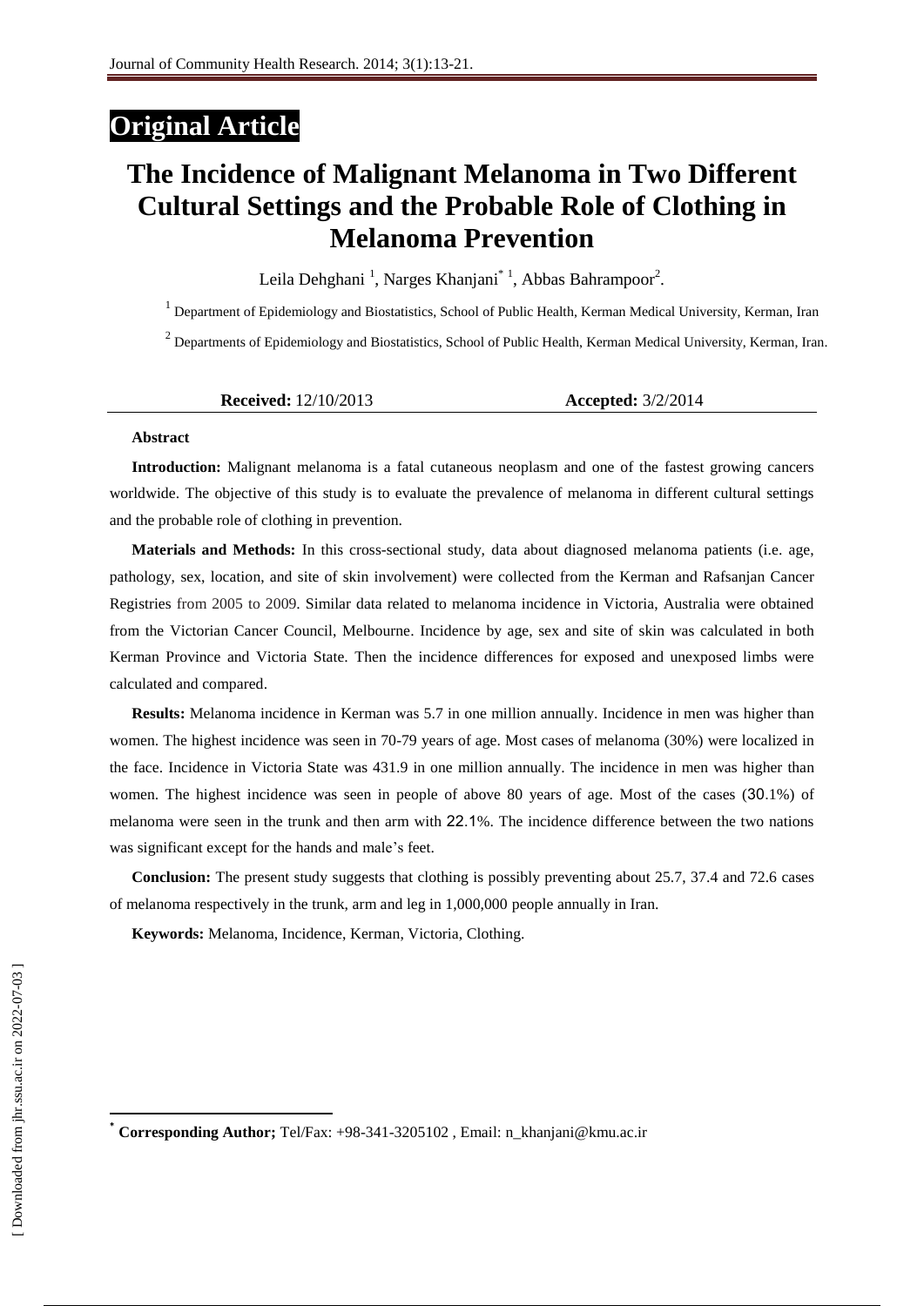Original Article

# The Incidence of Malignant Melanoma in Two Different Cultural Settings and the Probable Role of Clothing in Melanoma Prevention

Leila Dehghani [1], Narges Khanjani* [1], Abbas Bahrampoor[2].

[1] Department of Epidemiology and Biostatistics, School of Public Health, Kerman Medical University, Kerman, Iran

[2] Departments of Epidemiology and Biostatistics, School of Public Health, Kerman Medical University, Kerman, Iran.

**Received:** 12/10/2013 **Accepted:** 3/2/2014

**Abstract**

**Introduction:** Malignant melanoma is a fatal cutaneous neoplasm and one of the fastest growing cancers worldwide. The objective of this study is to evaluate the prevalence of melanoma in different cultural settings and the probable role of clothing in prevention.

**Materials and Methods:** In this cross-sectional study, data about diagnosed melanoma patients (i.e. age, pathology, sex, location, and site of skin involvement) were collected from the Kerman and Rafsanjan Cancer Registries from 2005 to 2009. Similar data related to melanoma incidence in Victoria, Australia were obtained from the Victorian Cancer Council, Melbourne. Incidence by age, sex and site of skin was calculated in both Kerman Province and Victoria State. Then the incidence differences for exposed and unexposed limbs were calculated and compared.

**Results:** Melanoma incidence in Kerman was 5.7 in one million annually. Incidence in men was higher than women. The highest incidence was seen in 70-79 years of age. Most cases of melanoma (30%) were localized in the face. Incidence in Victoria State was 431.9 in one million annually. The incidence in men was higher than women. The highest incidence was seen in people of above 80 years of age. Most of the cases (30.1%) of melanoma were seen in the trunk and then arm with 22.1%. The incidence difference between the two nations was significant except for the hands and male's feet.

**Conclusion:** The present study suggests that clothing is possibly preventing about 25.7, 37.4 and 72.6 cases of melanoma respectively in the trunk, arm and leg in 1,000,000 people annually in Iran.

**Keywords:** Melanoma, Incidence, Kerman, Victoria, Clothing.

* **Corresponding Author;** Tel/Fax: +98-341-3205102 , Email: n_khanjani@kmu.ac.ir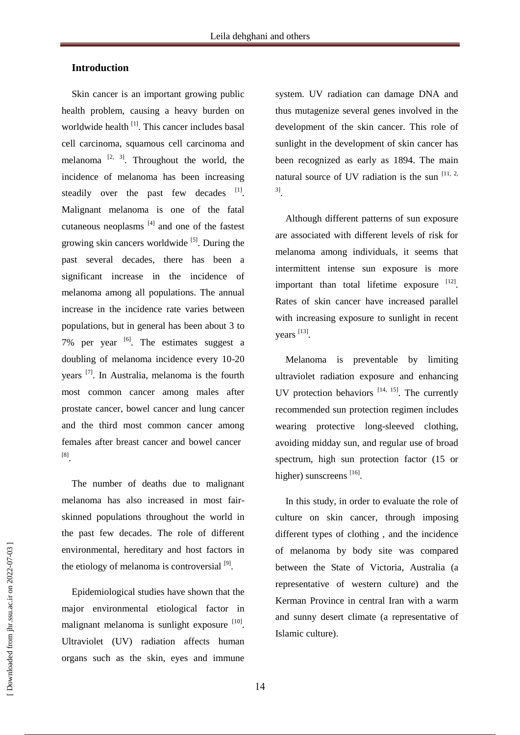## Introduction

Skin cancer is an important growing public health problem, causing a heavy burden on worldwide health [1]. This cancer includes basal cell carcinoma, squamous cell carcinoma and melanoma [2, 3]. Throughout the world, the incidence of melanoma has been increasing steadily over the past few decades [1]. Malignant melanoma is one of the fatal cutaneous neoplasms [4] and one of the fastest growing skin cancers worldwide [5]. During the past several decades, there has been a significant increase in the incidence of melanoma among all populations. The annual increase in the incidence rate varies between populations, but in general has been about 3 to 7% per year [6]. The estimates suggest a doubling of melanoma incidence every 10-20 years [7]. In Australia, melanoma is the fourth most common cancer among males after prostate cancer, bowel cancer and lung cancer and the third most common cancer among females after breast cancer and bowel cancer [8].

The number of deaths due to malignant melanoma has also increased in most fair-skinned populations throughout the world in the past few decades. The role of different environmental, hereditary and host factors in the etiology of melanoma is controversial [9].

Epidemiological studies have shown that the major environmental etiological factor in malignant melanoma is sunlight exposure [10]. Ultraviolet (UV) radiation affects human organs such as the skin, eyes and immune system. UV radiation can damage DNA and thus mutagenize several genes involved in the development of the skin cancer. This role of sunlight in the development of skin cancer has been recognized as early as 1894. The main natural source of UV radiation is the sun [11, 2, 3].

Although different patterns of sun exposure are associated with different levels of risk for melanoma among individuals, it seems that intermittent intense sun exposure is more important than total lifetime exposure [12]. Rates of skin cancer have increased parallel with increasing exposure to sunlight in recent years [13].

Melanoma is preventable by limiting ultraviolet radiation exposure and enhancing UV protection behaviors [14, 15]. The currently recommended sun protection regimen includes wearing protective long-sleeved clothing, avoiding midday sun, and regular use of broad spectrum, high sun protection factor (15 or higher) sunscreens [16].

In this study, in order to evaluate the role of culture on skin cancer, through imposing different types of clothing , and the incidence of melanoma by body site was compared between the State of Victoria, Australia (a representative of western culture) and the Kerman Province in central Iran with a warm and sunny desert climate (a representative of Islamic culture).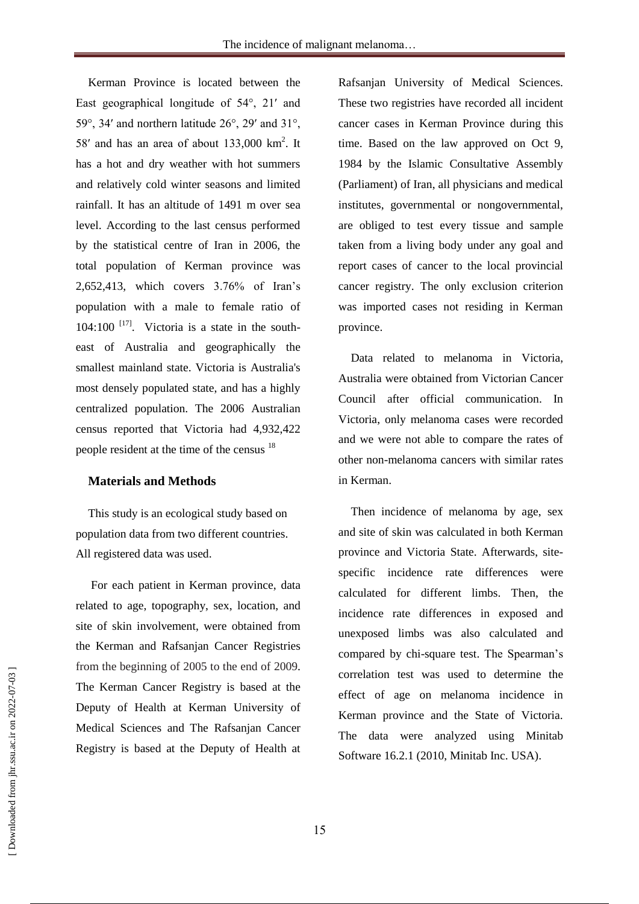Kerman Province is located between the East geographical longitude of 54°, 21′ and 59°, 34′ and northern latitude 26°, 29′ and 31°, 58′ and has an area of about 133,000 km$^2$. It has a hot and dry weather with hot summers and relatively cold winter seasons and limited rainfall. It has an altitude of 1491 m over sea level. According to the last census performed by the statistical centre of Iran in 2006, the total population of Kerman province was 2,652,413, which covers 3.76% of Iran's population with a male to female ratio of 104:100 [17]. Victoria is a state in the south-east of Australia and geographically the smallest mainland state. Victoria is Australia's most densely populated state, and has a highly centralized population. The 2006 Australian census reported that Victoria had 4,932,422 people resident at the time of the census [18]

## Materials and Methods

This study is an ecological study based on population data from two different countries. All registered data was used.

For each patient in Kerman province, data related to age, topography, sex, location, and site of skin involvement, were obtained from the Kerman and Rafsanjan Cancer Registries from the beginning of 2005 to the end of 2009. The Kerman Cancer Registry is based at the Deputy of Health at Kerman University of Medical Sciences and The Rafsanjan Cancer Registry is based at the Deputy of Health at Rafsanjan University of Medical Sciences. These two registries have recorded all incident cancer cases in Kerman Province during this time. Based on the law approved on Oct 9, 1984 by the Islamic Consultative Assembly (Parliament) of Iran, all physicians and medical institutes, governmental or nongovernmental, are obliged to test every tissue and sample taken from a living body under any goal and report cases of cancer to the local provincial cancer registry. The only exclusion criterion was imported cases not residing in Kerman province.

Data related to melanoma in Victoria, Australia were obtained from Victorian Cancer Council after official communication. In Victoria, only melanoma cases were recorded and we were not able to compare the rates of other non-melanoma cancers with similar rates in Kerman.

Then incidence of melanoma by age, sex and site of skin was calculated in both Kerman province and Victoria State. Afterwards, site-specific incidence rate differences were calculated for different limbs. Then, the incidence rate differences in exposed and unexposed limbs was also calculated and compared by chi-square test. The Spearman's correlation test was used to determine the effect of age on melanoma incidence in Kerman province and the State of Victoria. The data were analyzed using Minitab Software 16.2.1 (2010, Minitab Inc. USA).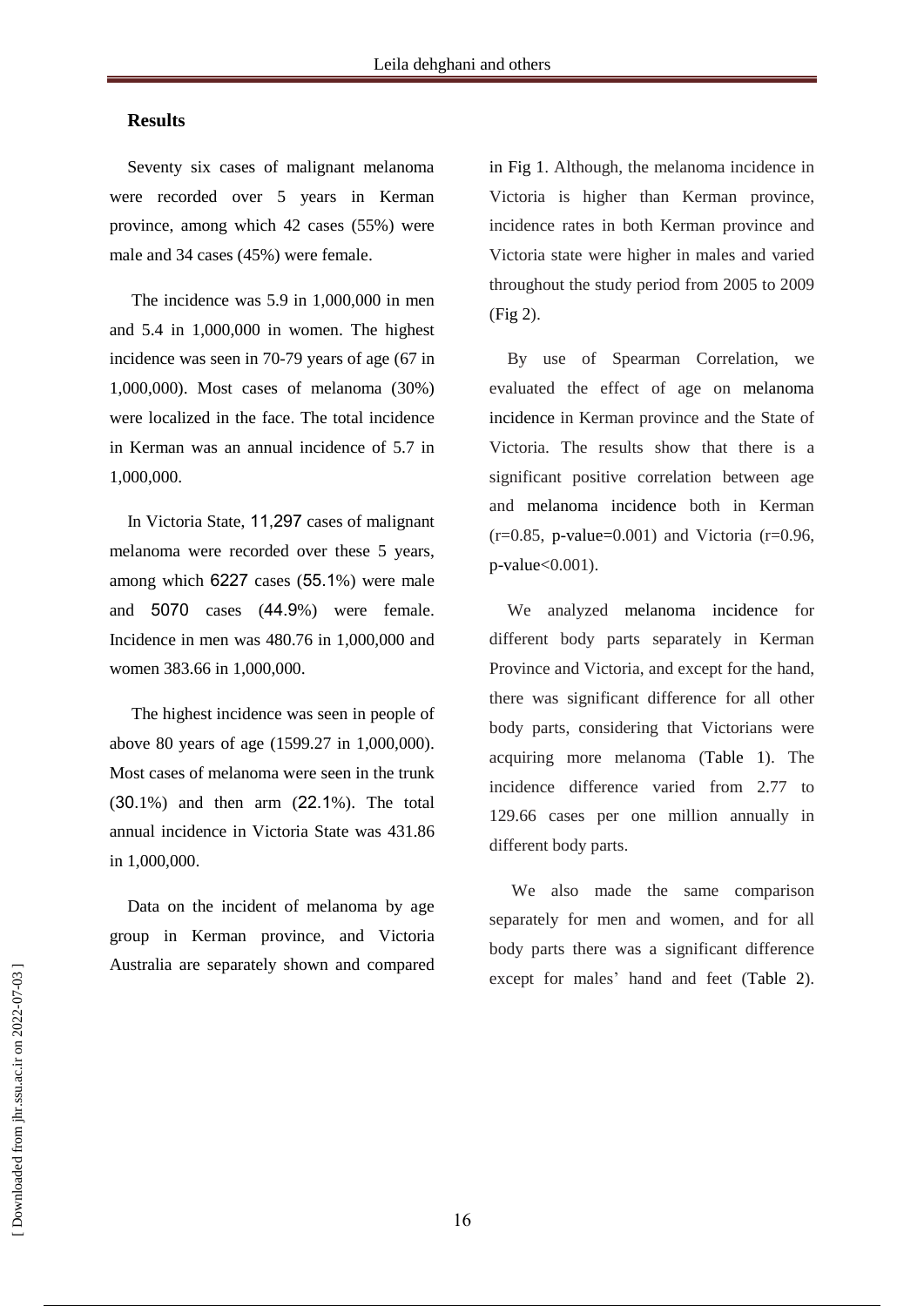## Results

Seventy six cases of malignant melanoma were recorded over 5 years in Kerman province, among which 42 cases (55%) were male and 34 cases (45%) were female.

The incidence was 5.9 in 1,000,000 in men and 5.4 in 1,000,000 in women. The highest incidence was seen in 70-79 years of age (67 in 1,000,000). Most cases of melanoma (30%) were localized in the face. The total incidence in Kerman was an annual incidence of 5.7 in 1,000,000.

In Victoria State, 11,297 cases of malignant melanoma were recorded over these 5 years, among which 6227 cases (55.1%) were male and 5070 cases (44.9%) were female. Incidence in men was 480.76 in 1,000,000 and women 383.66 in 1,000,000.

The highest incidence was seen in people of above 80 years of age (1599.27 in 1,000,000). Most cases of melanoma were seen in the trunk (30.1%) and then arm (22.1%). The total annual incidence in Victoria State was 431.86 in 1,000,000.

Data on the incident of melanoma by age group in Kerman province, and Victoria Australia are separately shown and compared in Fig 1. Although, the melanoma incidence in Victoria is higher than Kerman province, incidence rates in both Kerman province and Victoria state were higher in males and varied throughout the study period from 2005 to 2009 (Fig 2).

By use of Spearman Correlation, we evaluated the effect of age on melanoma incidence in Kerman province and the State of Victoria. The results show that there is a significant positive correlation between age and melanoma incidence both in Kerman ($r=0.85$, p-value=0.001) and Victoria ($r=0.96$, p-value<0.001).

We analyzed melanoma incidence for different body parts separately in Kerman Province and Victoria, and except for the hand, there was significant difference for all other body parts, considering that Victorians were acquiring more melanoma (Table 1). The incidence difference varied from 2.77 to 129.66 cases per one million annually in different body parts.

We also made the same comparison separately for men and women, and for all body parts there was a significant difference except for males' hand and feet (Table 2).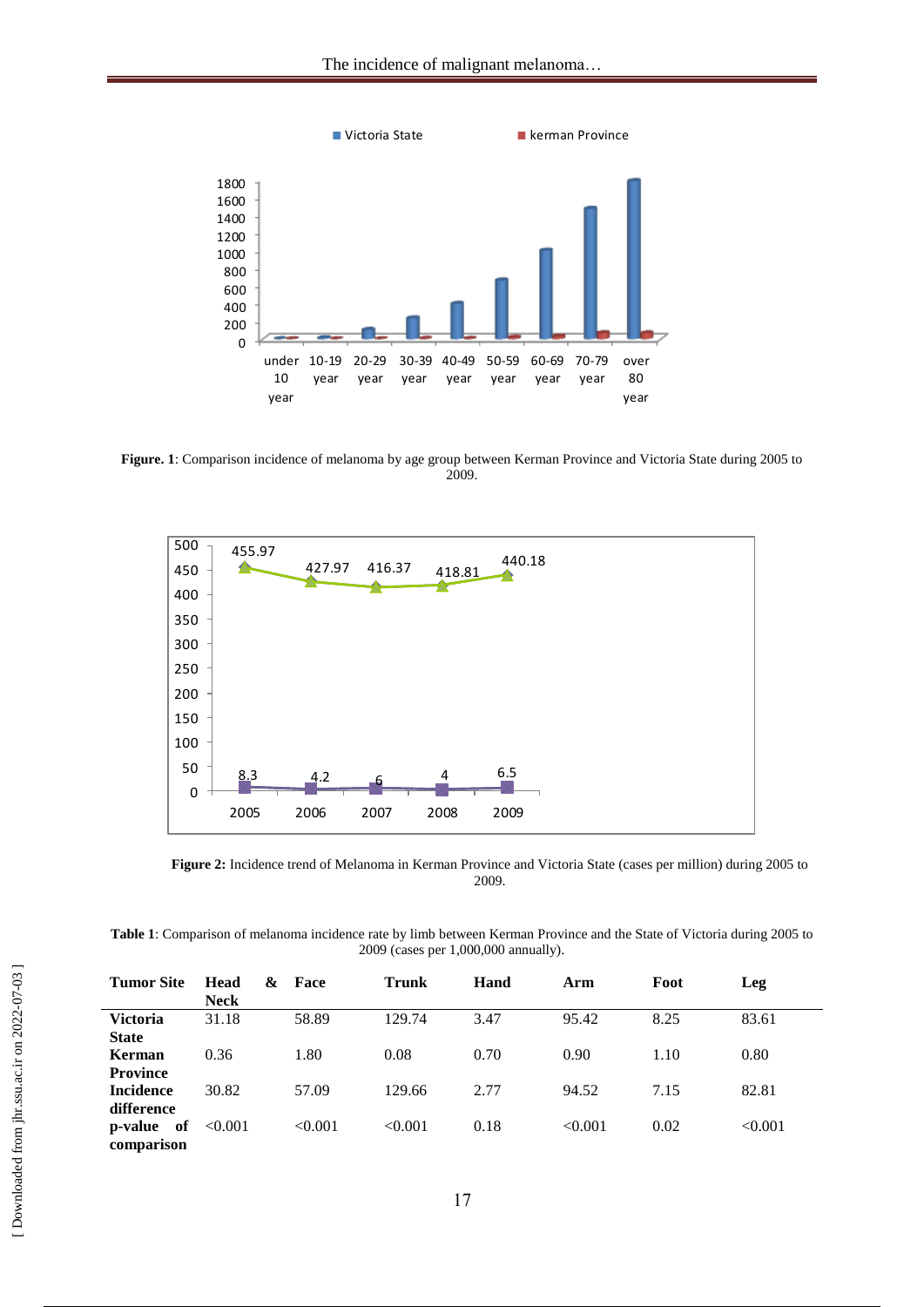**Figure. 1**: Comparison incidence of melanoma by age group between Kerman Province and Victoria State during 2005 to 2009.

**Figure 2:** Incidence trend of Melanoma in Kerman Province and Victoria State (cases per million) during 2005 to 2009.

**Table 1**: Comparison of melanoma incidence rate by limb between Kerman Province and the State of Victoria during 2005 to 2009 (cases per 1,000,000 annually).

| Tumor Site | Head & Neck | Face | Trunk | Hand | Arm | Foot | Leg |
|---|---|---|---|---|---|---|---|
| **Victoria State** | 31.18 | 58.89 | 129.74 | 3.47 | 95.42 | 8.25 | 83.61 |
| **Kerman Province** | 0.36 | 1.80 | 0.08 | 0.70 | 0.90 | 1.10 | 0.80 |
| **Incidence difference** | 30.82 | 57.09 | 129.66 | 2.77 | 94.52 | 7.15 | 82.81 |
| **p-value of comparison** | <0.001 | <0.001 | <0.001 | 0.18 | <0.001 | 0.02 | <0.001 |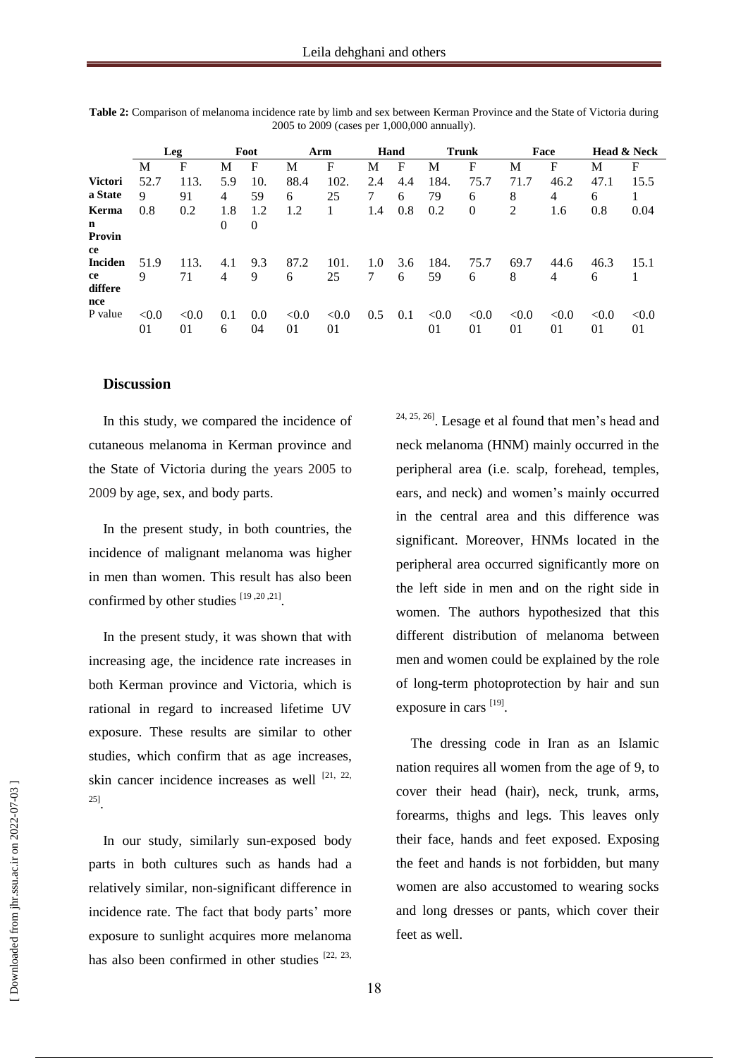**Table 2:** Comparison of melanoma incidence rate by limb and sex between Kerman Province and the State of Victoria during 2005 to 2009 (cases per 1,000,000 annually).

| | Leg | | Foot | | Arm | | Hand | | Trunk | | Face | | Head & Neck | |
|---|---|---|---|---|---|---|---|---|---|---|---|---|---|---|
| | M | F | M | F | M | F | M | F | M | F | M | F | M | F |
| **Victoria State** | 52.79 | 113.91 | 5.94 | 10.59 | 88.46 | 102.25 | 2.47 | 4.46 | 184.79 | 75.76 | 71.78 | 46.24 | 47.16 | 15.51 |
| **Kerman Province** | 0.8 | 0.2 | 1.80 | 1.20 | 1.2 | 1 | 1.4 | 0.8 | 0.2 | 0 | 2 | 1.6 | 0.8 | 0.04 |
| **Incidence difference** | 51.99 | 113.71 | 4.14 | 9.39 | 87.26 | 101.25 | 1.07 | 3.66 | 184.59 | 75.76 | 69.78 | 44.64 | 46.36 | 15.11 |
| P value | <0.001 | <0.001 | 0.16 | 0.004 | <0.001 | <0.001 | 0.5 | 0.1 | <0.001 | <0.001 | <0.001 | <0.001 | <0.001 | <0.001 |

## Discussion

In this study, we compared the incidence of cutaneous melanoma in Kerman province and the State of Victoria during the years 2005 to 2009 by age, sex, and body parts.

In the present study, in both countries, the incidence of malignant melanoma was higher in men than women. This result has also been confirmed by other studies [19 ,20 ,21].

In the present study, it was shown that with increasing age, the incidence rate increases in both Kerman province and Victoria, which is rational in regard to increased lifetime UV exposure. These results are similar to other studies, which confirm that as age increases, skin cancer incidence increases as well [21, 22, 25].

In our study, similarly sun-exposed body parts in both cultures such as hands had a relatively similar, non-significant difference in incidence rate. The fact that body parts' more exposure to sunlight acquires more melanoma has also been confirmed in other studies [22, 23, 24, 25, 26]. Lesage et al found that men's head and neck melanoma (HNM) mainly occurred in the peripheral area (i.e. scalp, forehead, temples, ears, and neck) and women's mainly occurred in the central area and this difference was significant. Moreover, HNMs located in the peripheral area occurred significantly more on the left side in men and on the right side in women. The authors hypothesized that this different distribution of melanoma between men and women could be explained by the role of long-term photoprotection by hair and sun exposure in cars [19].

The dressing code in Iran as an Islamic nation requires all women from the age of 9, to cover their head (hair), neck, trunk, arms, forearms, thighs and legs. This leaves only their face, hands and feet exposed. Exposing the feet and hands is not forbidden, but many women are also accustomed to wearing socks and long dresses or pants, which cover their feet as well.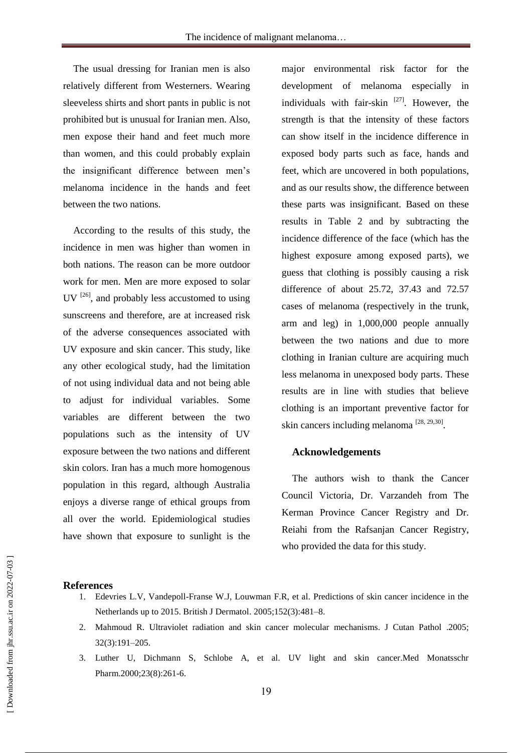The usual dressing for Iranian men is also relatively different from Westerners. Wearing sleeveless shirts and short pants in public is not prohibited but is unusual for Iranian men. Also, men expose their hand and feet much more than women, and this could probably explain the insignificant difference between men's melanoma incidence in the hands and feet between the two nations.

According to the results of this study, the incidence in men was higher than women in both nations. The reason can be more outdoor work for men. Men are more exposed to solar UV [26], and probably less accustomed to using sunscreens and therefore, are at increased risk of the adverse consequences associated with UV exposure and skin cancer. This study, like any other ecological study, had the limitation of not using individual data and not being able to adjust for individual variables. Some variables are different between the two populations such as the intensity of UV exposure between the two nations and different skin colors. Iran has a much more homogenous population in this regard, although Australia enjoys a diverse range of ethical groups from all over the world. Epidemiological studies have shown that exposure to sunlight is the major environmental risk factor for the development of melanoma especially in individuals with fair-skin [27]. However, the strength is that the intensity of these factors can show itself in the incidence difference in exposed body parts such as face, hands and feet, which are uncovered in both populations, and as our results show, the difference between these parts was insignificant. Based on these results in Table 2 and by subtracting the incidence difference of the face (which has the highest exposure among exposed parts), we guess that clothing is possibly causing a risk difference of about 25.72, 37.43 and 72.57 cases of melanoma (respectively in the trunk, arm and leg) in 1,000,000 people annually between the two nations and due to more clothing in Iranian culture are acquiring much less melanoma in unexposed body parts. These results are in line with studies that believe clothing is an important preventive factor for skin cancers including melanoma [28, 29,30].

## Acknowledgements

The authors wish to thank the Cancer Council Victoria, Dr. Varzandeh from The Kerman Province Cancer Registry and Dr. Reiahi from the Rafsanjan Cancer Registry, who provided the data for this study.

## References

1. Edevries L.V, Vandepoll-Franse W.J, Louwman F.R, et al. Predictions of skin cancer incidence in the Netherlands up to 2015. British J Dermatol. 2005;152(3):481–8.
2. Mahmoud R. Ultraviolet radiation and skin cancer molecular mechanisms. J Cutan Pathol .2005; 32(3):191–205.
3. Luther U, Dichmann S, Schlobe A, et al. UV light and skin cancer.Med Monatsschr Pharm.2000;23(8):261-6.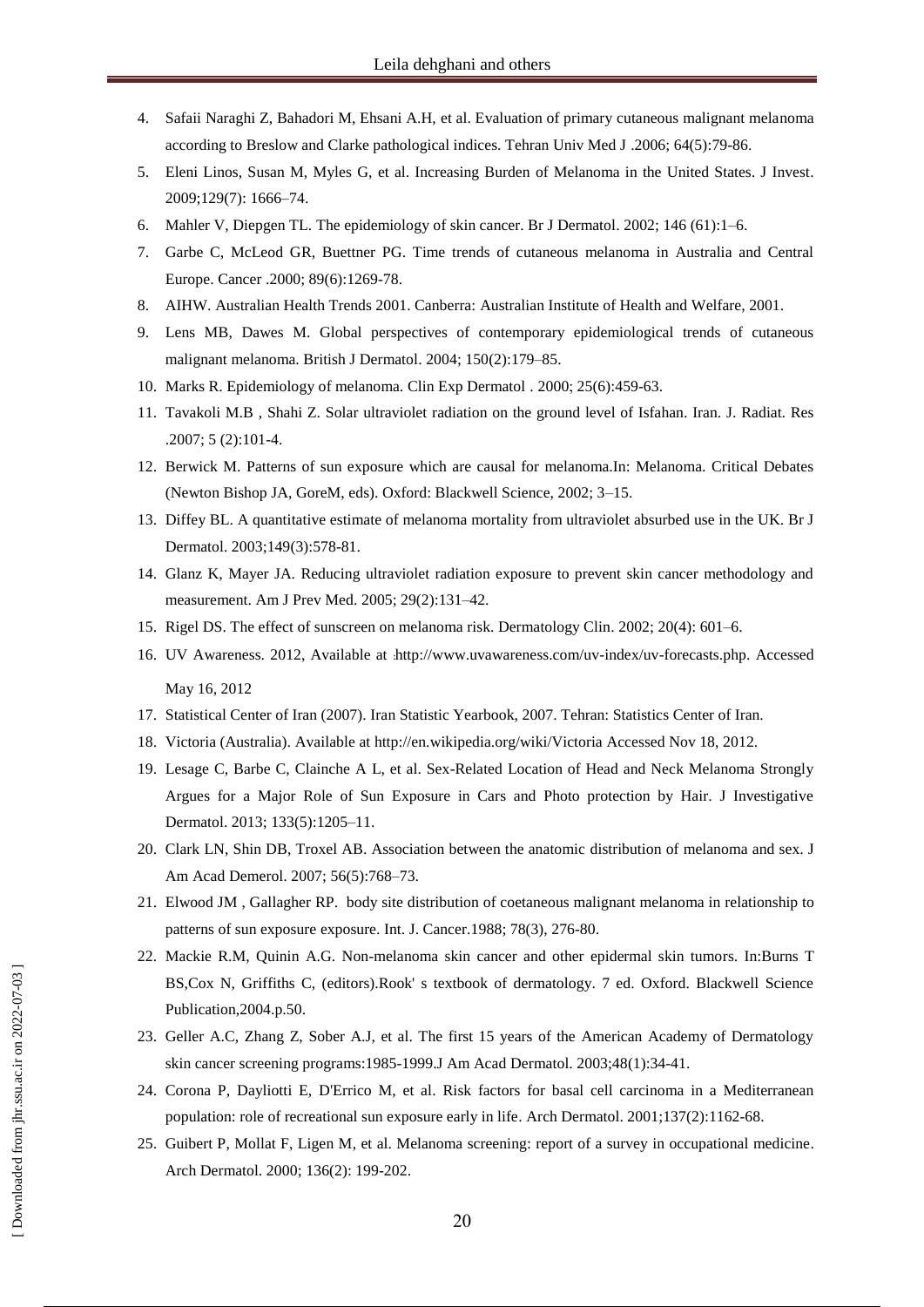4. Safaii Naraghi Z, Bahadori M, Ehsani A.H, et al. Evaluation of primary cutaneous malignant melanoma according to Breslow and Clarke pathological indices. Tehran Univ Med J .2006; 64(5):79-86.
5. Eleni Linos, Susan M, Myles G, et al. Increasing Burden of Melanoma in the United States. J Invest. 2009;129(7): 1666–74.
6. Mahler V, Diepgen TL. The epidemiology of skin cancer. Br J Dermatol. 2002; 146 (61):1–6.
7. Garbe C, McLeod GR, Buettner PG. Time trends of cutaneous melanoma in Australia and Central Europe. Cancer .2000; 89(6):1269-78.
8. AIHW. Australian Health Trends 2001. Canberra: Australian Institute of Health and Welfare, 2001.
9. Lens MB, Dawes M. Global perspectives of contemporary epidemiological trends of cutaneous malignant melanoma. British J Dermatol. 2004; 150(2):179–85.
10. Marks R. Epidemiology of melanoma. Clin Exp Dermatol . 2000; 25(6):459-63.
11. Tavakoli M.B , Shahi Z. Solar ultraviolet radiation on the ground level of Isfahan. Iran. J. Radiat. Res .2007; 5 (2):101-4.
12. Berwick M. Patterns of sun exposure which are causal for melanoma.In: Melanoma. Critical Debates (Newton Bishop JA, GoreM, eds). Oxford: Blackwell Science, 2002; 3–15.
13. Diffey BL. A quantitative estimate of melanoma mortality from ultraviolet absurbed use in the UK. Br J Dermatol. 2003;149(3):578-81.
14. Glanz K, Mayer JA. Reducing ultraviolet radiation exposure to prevent skin cancer methodology and measurement. Am J Prev Med. 2005; 29(2):131–42.
15. Rigel DS. The effect of sunscreen on melanoma risk. Dermatology Clin. 2002; 20(4): 601–6.
16. UV Awareness. 2012, Available at :http://www.uvawareness.com/uv-index/uv-forecasts.php. Accessed May 16, 2012
17. Statistical Center of Iran (2007). Iran Statistic Yearbook, 2007. Tehran: Statistics Center of Iran.
18. Victoria (Australia). Available at http://en.wikipedia.org/wiki/Victoria Accessed Nov 18, 2012.
19. Lesage C, Barbe C, Clainche A L, et al. Sex-Related Location of Head and Neck Melanoma Strongly Argues for a Major Role of Sun Exposure in Cars and Photo protection by Hair. J Investigative Dermatol. 2013; 133(5):1205–11.
20. Clark LN, Shin DB, Troxel AB. Association between the anatomic distribution of melanoma and sex. J Am Acad Demerol. 2007; 56(5):768–73.
21. Elwood JM , Gallagher RP. body site distribution of coetaneous malignant melanoma in relationship to patterns of sun exposure exposure. Int. J. Cancer.1988; 78(3), 276-80.
22. Mackie R.M, Quinin A.G. Non-melanoma skin cancer and other epidermal skin tumors. In:Burns T BS,Cox N, Griffiths C, (editors).Rook' s textbook of dermatology. 7 ed. Oxford. Blackwell Science Publication,2004.p.50.
23. Geller A.C, Zhang Z, Sober A.J, et al. The first 15 years of the American Academy of Dermatology skin cancer screening programs:1985-1999.J Am Acad Dermatol. 2003;48(1):34-41.
24. Corona P, Dayliotti E, D'Errico M, et al. Risk factors for basal cell carcinoma in a Mediterranean population: role of recreational sun exposure early in life. Arch Dermatol. 2001;137(2):1162-68.
25. Guibert P, Mollat F, Ligen M, et al. Melanoma screening: report of a survey in occupational medicine. Arch Dermatol. 2000; 136(2): 199-202.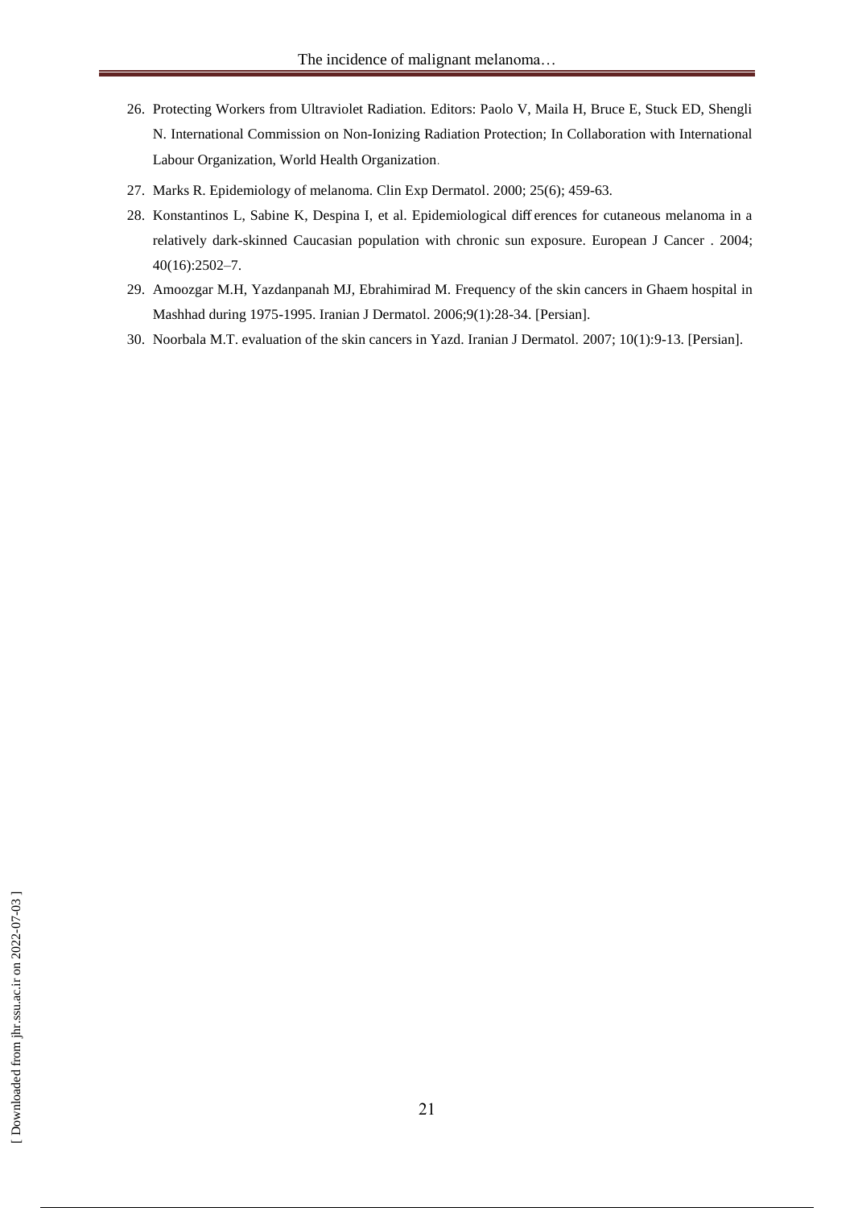26. Protecting Workers from Ultraviolet Radiation. Editors: Paolo V, Maila H, Bruce E, Stuck ED, Shengli N. International Commission on Non-Ionizing Radiation Protection; In Collaboration with International Labour Organization, World Health Organization.
27. Marks R. Epidemiology of melanoma. Clin Exp Dermatol. 2000; 25(6); 459-63.
28. Konstantinos L, Sabine K, Despina I, et al. Epidemiological diff erences for cutaneous melanoma in a relatively dark-skinned Caucasian population with chronic sun exposure. European J Cancer . 2004; 40(16):2502–7.
29. Amoozgar M.H, Yazdanpanah MJ, Ebrahimirad M. Frequency of the skin cancers in Ghaem hospital in Mashhad during 1975-1995. Iranian J Dermatol. 2006;9(1):28-34. [Persian].
30. Noorbala M.T. evaluation of the skin cancers in Yazd. Iranian J Dermatol. 2007; 10(1):9-13. [Persian].